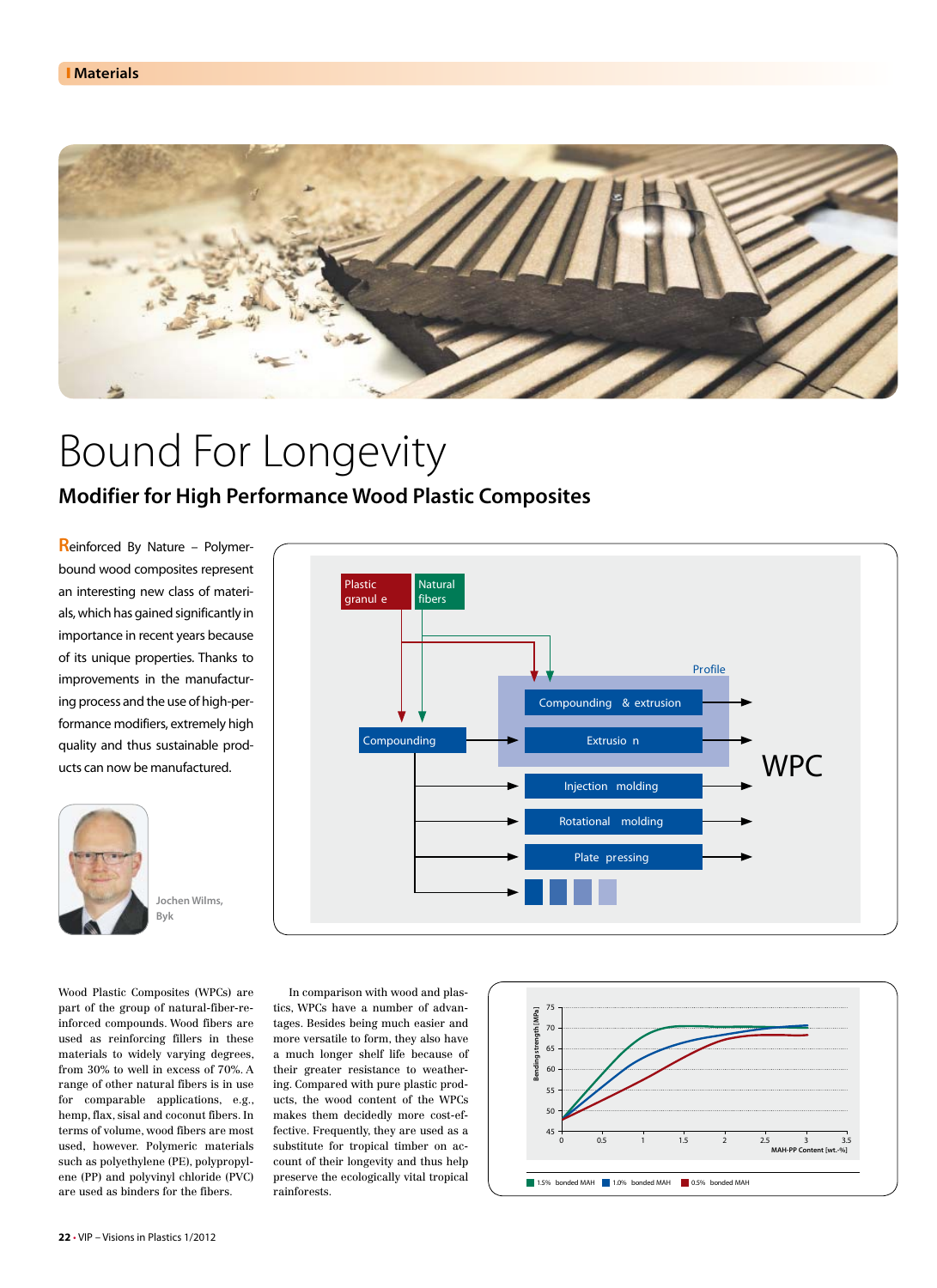# Bound For Longevity

## Modifier for High Performance Wood Plastic Composites

**Reinforced By Nature – Polymer-bound wood composites represent an interesting new class of materials, which has gained significantly in importance in recent years because of its unique properties. Thanks to improvements in the manufacturing process and the use of high-performance modifiers, extremely high quality and thus sustainable products can now be manufactured.**

Jochen Wilms, Byk

Plastic granule | Natural fibers

Compounding | Profile: Compounding & extrusion, Extrusion | Injection molding | Rotational molding | Plate pressing | WPC

Bending strength [MPa] vs. MAH-PP Content [wt.-%]: 1.5% bonded MAH, 1.0% bonded MAH, 0.5% bonded MAH

Wood Plastic Composites (WPCs) are part of the group of natural-fiber-reinforced compounds. Wood fibers are used as reinforcing fillers in these materials to widely varying degrees, from 30% to well in excess of 70%. A range of other natural fibers is in use for comparable applications, e.g., hemp, flax, sisal and coconut fibers. In terms of volume, wood fibers are most used, however. Polymeric materials such as polyethylene (PE), polypropylene (PP) and polyvinyl chloride (PVC) are used as binders for the fibers.

In comparison with wood and plastics, WPCs have a number of advantages. Besides being much easier and more versatile to form, they also have a much longer shelf life because of their greater resistance to weathering. Compared with pure plastic products, the wood content of the WPCs makes them decidedly more cost-effective. Frequently, they are used as a substitute for tropical timber on account of their longevity and thus help preserve the ecologically vital tropical rainforests.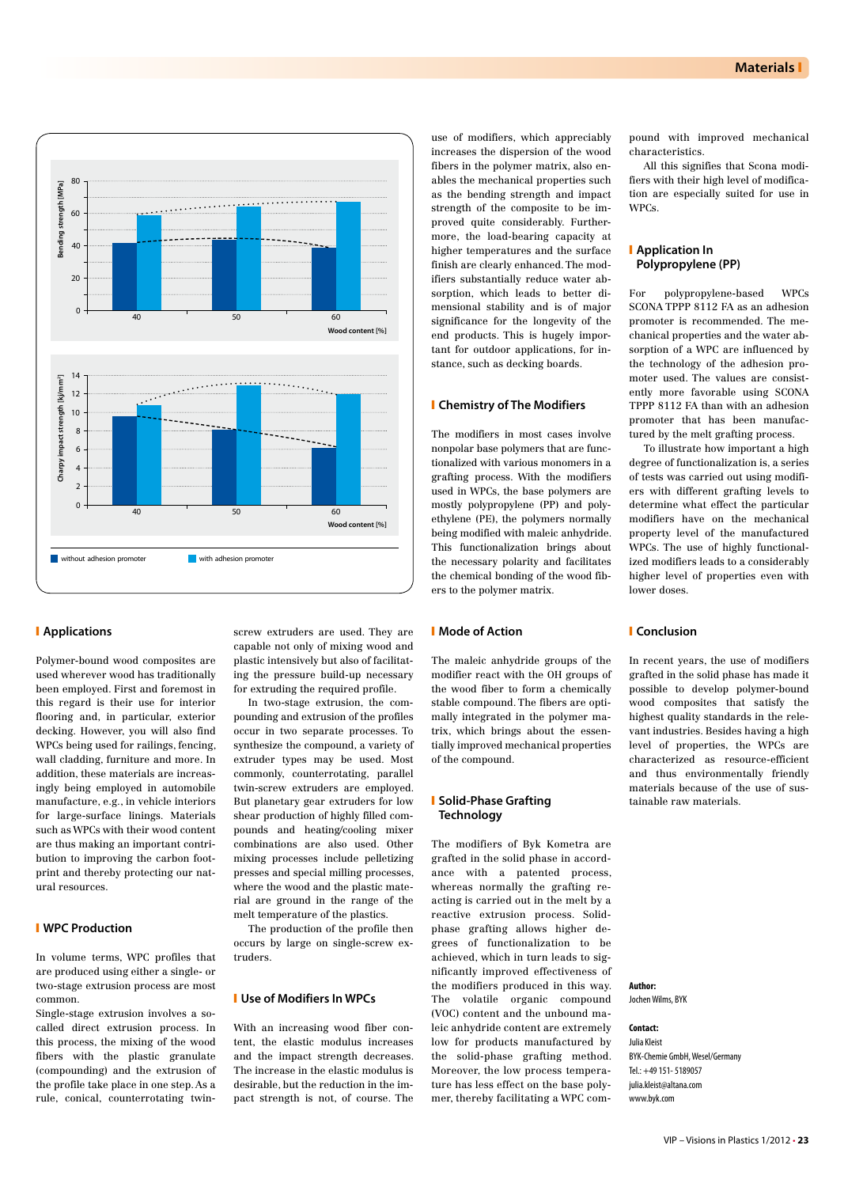Bending strength [MPa]
80
60
40
20
0
40
50
60
Wood content [%]

Charpy impact strength [kJ/m²]
14
12
10
8
6
4
2
0
40
50
60
Wood content [%]

without adhesion promoter
with adhesion promoter

## Applications

Polymer-bound wood composites are used wherever wood has traditionally been employed. First and foremost in this regard is their use for interior flooring and, in particular, exterior decking. However, you will also find WPCs being used for railings, fencing, wall cladding, furniture and more. In addition, these materials are increasingly being employed in automobile manufacture, e.g., in vehicle interiors for large-surface linings. Materials such as WPCs with their wood content are thus making an important contribution to improving the carbon footprint and thereby protecting our natural resources.

## WPC Production

In volume terms, WPC profiles that are produced using either a single- or two-stage extrusion process are most common.

Single-stage extrusion involves a so-called direct extrusion process. In this process, the mixing of the wood fibers with the plastic granulate (compounding) and the extrusion of the profile take place in one step. As a rule, conical, counterrotating twin-screw extruders are used. They are capable not only of mixing wood and plastic intensively but also of facilitating the pressure build-up necessary for extruding the required profile.

In two-stage extrusion, the compounding and extrusion of the profiles occur in two separate processes. To synthesize the compound, a variety of extruder types may be used. Most commonly, counterrotating, parallel twin-screw extruders are employed. But planetary gear extruders for low shear production of highly filled compounds and heating/cooling mixer combinations are also used. Other mixing processes include pelletizing presses and special milling processes, where the wood and the plastic material are ground in the range of the melt temperature of the plastics.

The production of the profile then occurs by large on single-screw extruders.

## Use of Modifiers In WPCs

With an increasing wood fiber content, the elastic modulus increases and the impact strength decreases. The increase in the elastic modulus is desirable, but the reduction in the impact strength is not, of course. The use of modifiers, which appreciably increases the dispersion of the wood fibers in the polymer matrix, also enables the mechanical properties such as the bending strength and impact strength of the composite to be improved quite considerably. Furthermore, the load-bearing capacity at higher temperatures and the surface finish are clearly enhanced. The modifiers substantially reduce water absorption, which leads to better dimensional stability and is of major significance for the longevity of the end products. This is hugely important for outdoor applications, for instance, such as decking boards.

## Chemistry of The Modifiers

The modifiers in most cases involve nonpolar base polymers that are functionalized with various monomers in a grafting process. With the modifiers used in WPCs, the base polymers are mostly polypropylene (PP) and polyethylene (PE), the polymers normally being modified with maleic anhydride. This functionalization brings about the necessary polarity and facilitates the chemical bonding of the wood fibers to the polymer matrix.

## Mode of Action

The maleic anhydride groups of the modifier react with the OH groups of the wood fiber to form a chemically stable compound. The fibers are optimally integrated in the polymer matrix, which brings about the essentially improved mechanical properties of the compound.

## Solid-Phase Grafting Technology

The modifiers of Byk Kometra are grafted in the solid phase in accordance with a patented process, whereas normally the grafting reacting is carried out in the melt by a reactive extrusion process. Solid-phase grafting allows higher degrees of functionalization to be achieved, which in turn leads to significantly improved effectiveness of the modifiers produced in this way. The volatile organic compound (VOC) content and the unbound maleic anhydride content are extremely low for products manufactured by the solid-phase grafting method. Moreover, the low process temperature has less effect on the base polymer, thereby facilitating a WPC compound with improved mechanical characteristics.

All this signifies that Scona modifiers with their high level of modification are especially suited for use in WPCs.

## Application In Polypropylene (PP)

For polypropylene-based WPCs SCONA TPPP 8112 FA as an adhesion promoter is recommended. The mechanical properties and the water absorption of a WPC are influenced by the technology of the adhesion promoter used. The values are consistently more favorable using SCONA TPPP 8112 FA than with an adhesion promoter that has been manufactured by the melt grafting process.

To illustrate how important a high degree of functionalization is, a series of tests was carried out using modifiers with different grafting levels to determine what effect the particular modifiers have on the mechanical property level of the manufactured WPCs. The use of highly functionalized modifiers leads to a considerably higher level of properties even with lower doses.

## Conclusion

In recent years, the use of modifiers grafted in the solid phase has made it possible to develop polymer-bound wood composites that satisfy the highest quality standards in the relevant industries. Besides having a high level of properties, the WPCs are characterized as resource-efficient and thus environmentally friendly materials because of the use of sustainable raw materials.

**Author:**
Jochen Wilms, BYK

**Contact:**
Julia Kleist
BYK-Chemie GmbH, Wesel/Germany
Tel.: +49 151- 5189057
julia.kleist@altana.com
www.byk.com